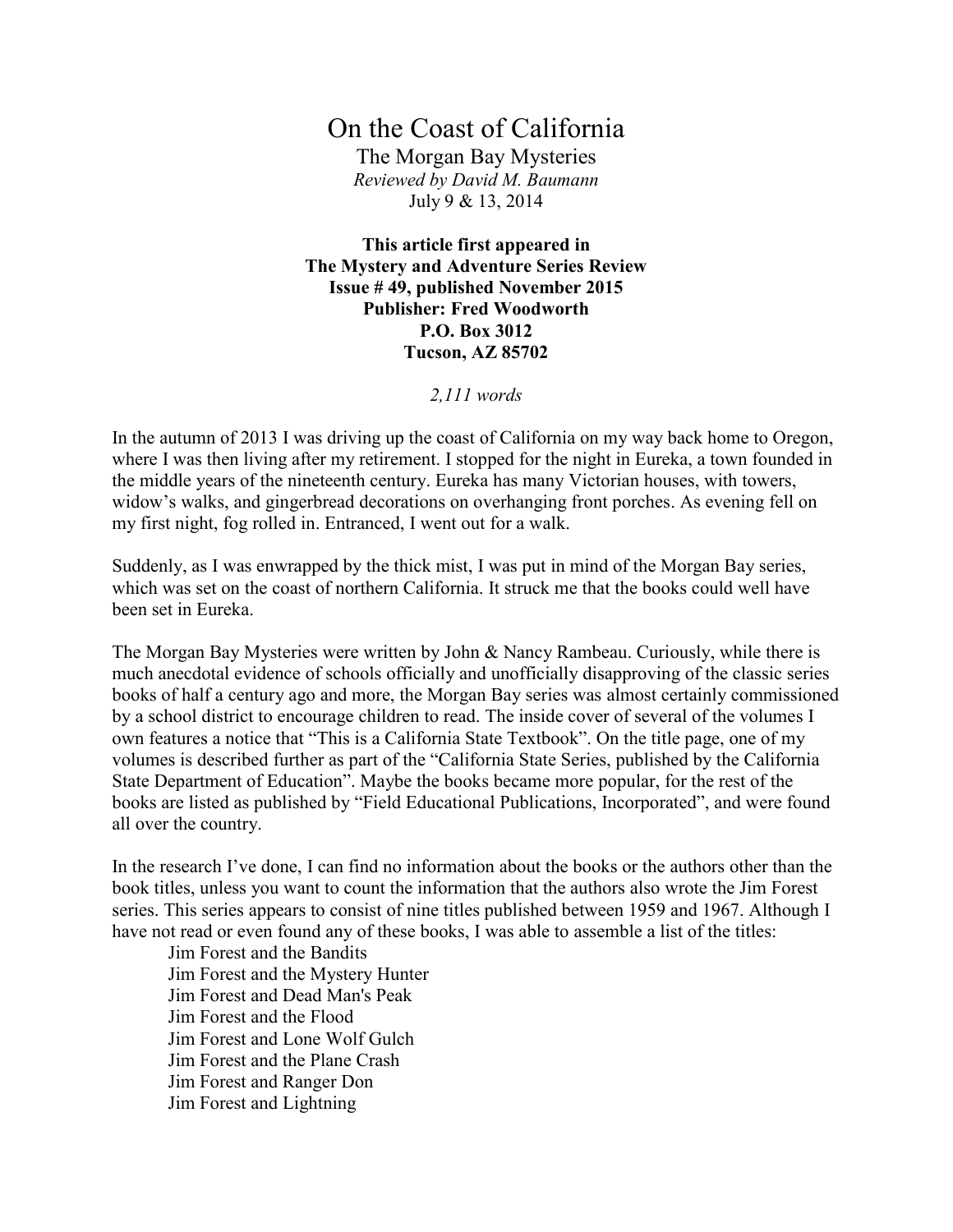# On the Coast of California

The Morgan Bay Mysteries

*Reviewed by David M. Baumann*

July 9 & 13, 2014

**This article first appeared in**
**The Mystery and Adventure Series Review**
**Issue # 49, published November 2015**
**Publisher: Fred Woodworth**
**P.O. Box 3012**
**Tucson, AZ 85702**

*2,111 words*

In the autumn of 2013 I was driving up the coast of California on my way back home to Oregon, where I was then living after my retirement. I stopped for the night in Eureka, a town founded in the middle years of the nineteenth century. Eureka has many Victorian houses, with towers, widow's walks, and gingerbread decorations on overhanging front porches. As evening fell on my first night, fog rolled in. Entranced, I went out for a walk.

Suddenly, as I was enwrapped by the thick mist, I was put in mind of the Morgan Bay series, which was set on the coast of northern California. It struck me that the books could well have been set in Eureka.

The Morgan Bay Mysteries were written by John & Nancy Rambeau. Curiously, while there is much anecdotal evidence of schools officially and unofficially disapproving of the classic series books of half a century ago and more, the Morgan Bay series was almost certainly commissioned by a school district to encourage children to read. The inside cover of several of the volumes I own features a notice that "This is a California State Textbook". On the title page, one of my volumes is described further as part of the "California State Series, published by the California State Department of Education". Maybe the books became more popular, for the rest of the books are listed as published by "Field Educational Publications, Incorporated", and were found all over the country.

In the research I've done, I can find no information about the books or the authors other than the book titles, unless you want to count the information that the authors also wrote the Jim Forest series. This series appears to consist of nine titles published between 1959 and 1967. Although I have not read or even found any of these books, I was able to assemble a list of the titles:

Jim Forest and the Bandits
Jim Forest and the Mystery Hunter
Jim Forest and Dead Man's Peak
Jim Forest and the Flood
Jim Forest and Lone Wolf Gulch
Jim Forest and the Plane Crash
Jim Forest and Ranger Don
Jim Forest and Lightning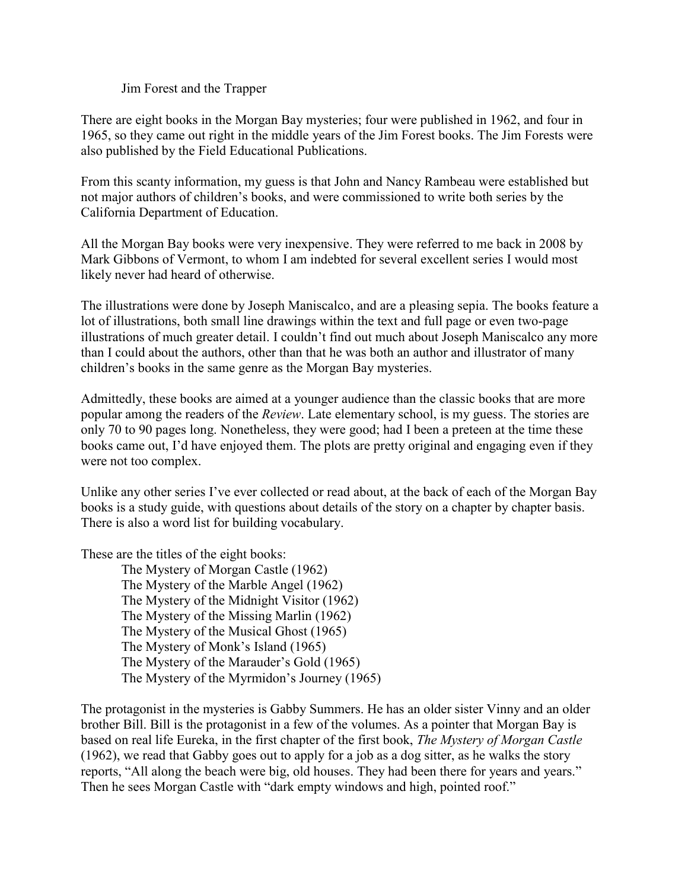Jim Forest and the Trapper

There are eight books in the Morgan Bay mysteries; four were published in 1962, and four in 1965, so they came out right in the middle years of the Jim Forest books. The Jim Forests were also published by the Field Educational Publications.

From this scanty information, my guess is that John and Nancy Rambeau were established but not major authors of children's books, and were commissioned to write both series by the California Department of Education.

All the Morgan Bay books were very inexpensive. They were referred to me back in 2008 by Mark Gibbons of Vermont, to whom I am indebted for several excellent series I would most likely never had heard of otherwise.

The illustrations were done by Joseph Maniscalco, and are a pleasing sepia. The books feature a lot of illustrations, both small line drawings within the text and full page or even two-page illustrations of much greater detail. I couldn't find out much about Joseph Maniscalco any more than I could about the authors, other than that he was both an author and illustrator of many children's books in the same genre as the Morgan Bay mysteries.

Admittedly, these books are aimed at a younger audience than the classic books that are more popular among the readers of the *Review*. Late elementary school, is my guess. The stories are only 70 to 90 pages long. Nonetheless, they were good; had I been a preteen at the time these books came out, I'd have enjoyed them. The plots are pretty original and engaging even if they were not too complex.

Unlike any other series I've ever collected or read about, at the back of each of the Morgan Bay books is a study guide, with questions about details of the story on a chapter by chapter basis. There is also a word list for building vocabulary.

These are the titles of the eight books:

The Mystery of Morgan Castle (1962)
The Mystery of the Marble Angel (1962)
The Mystery of the Midnight Visitor (1962)
The Mystery of the Missing Marlin (1962)
The Mystery of the Musical Ghost (1965)
The Mystery of Monk's Island (1965)
The Mystery of the Marauder's Gold (1965)
The Mystery of the Myrmidon's Journey (1965)

The protagonist in the mysteries is Gabby Summers. He has an older sister Vinny and an older brother Bill. Bill is the protagonist in a few of the volumes. As a pointer that Morgan Bay is based on real life Eureka, in the first chapter of the first book, *The Mystery of Morgan Castle* (1962), we read that Gabby goes out to apply for a job as a dog sitter, as he walks the story reports, "All along the beach were big, old houses. They had been there for years and years." Then he sees Morgan Castle with "dark empty windows and high, pointed roof."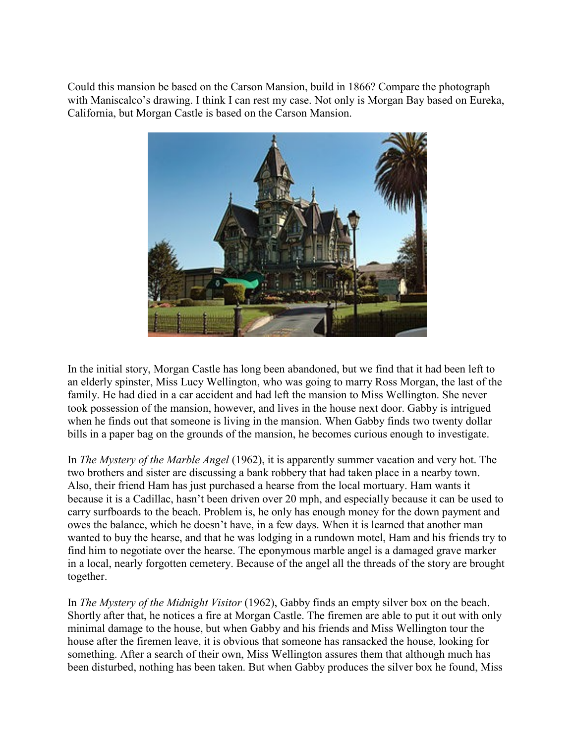Could this mansion be based on the Carson Mansion, build in 1866? Compare the photograph with Maniscalco's drawing. I think I can rest my case. Not only is Morgan Bay based on Eureka, California, but Morgan Castle is based on the Carson Mansion.

In the initial story, Morgan Castle has long been abandoned, but we find that it had been left to an elderly spinster, Miss Lucy Wellington, who was going to marry Ross Morgan, the last of the family. He had died in a car accident and had left the mansion to Miss Wellington. She never took possession of the mansion, however, and lives in the house next door. Gabby is intrigued when he finds out that someone is living in the mansion. When Gabby finds two twenty dollar bills in a paper bag on the grounds of the mansion, he becomes curious enough to investigate.

In *The Mystery of the Marble Angel* (1962), it is apparently summer vacation and very hot. The two brothers and sister are discussing a bank robbery that had taken place in a nearby town. Also, their friend Ham has just purchased a hearse from the local mortuary. Ham wants it because it is a Cadillac, hasn't been driven over 20 mph, and especially because it can be used to carry surfboards to the beach. Problem is, he only has enough money for the down payment and owes the balance, which he doesn't have, in a few days. When it is learned that another man wanted to buy the hearse, and that he was lodging in a rundown motel, Ham and his friends try to find him to negotiate over the hearse. The eponymous marble angel is a damaged grave marker in a local, nearly forgotten cemetery. Because of the angel all the threads of the story are brought together.

In *The Mystery of the Midnight Visitor* (1962), Gabby finds an empty silver box on the beach. Shortly after that, he notices a fire at Morgan Castle. The firemen are able to put it out with only minimal damage to the house, but when Gabby and his friends and Miss Wellington tour the house after the firemen leave, it is obvious that someone has ransacked the house, looking for something. After a search of their own, Miss Wellington assures them that although much has been disturbed, nothing has been taken. But when Gabby produces the silver box he found, Miss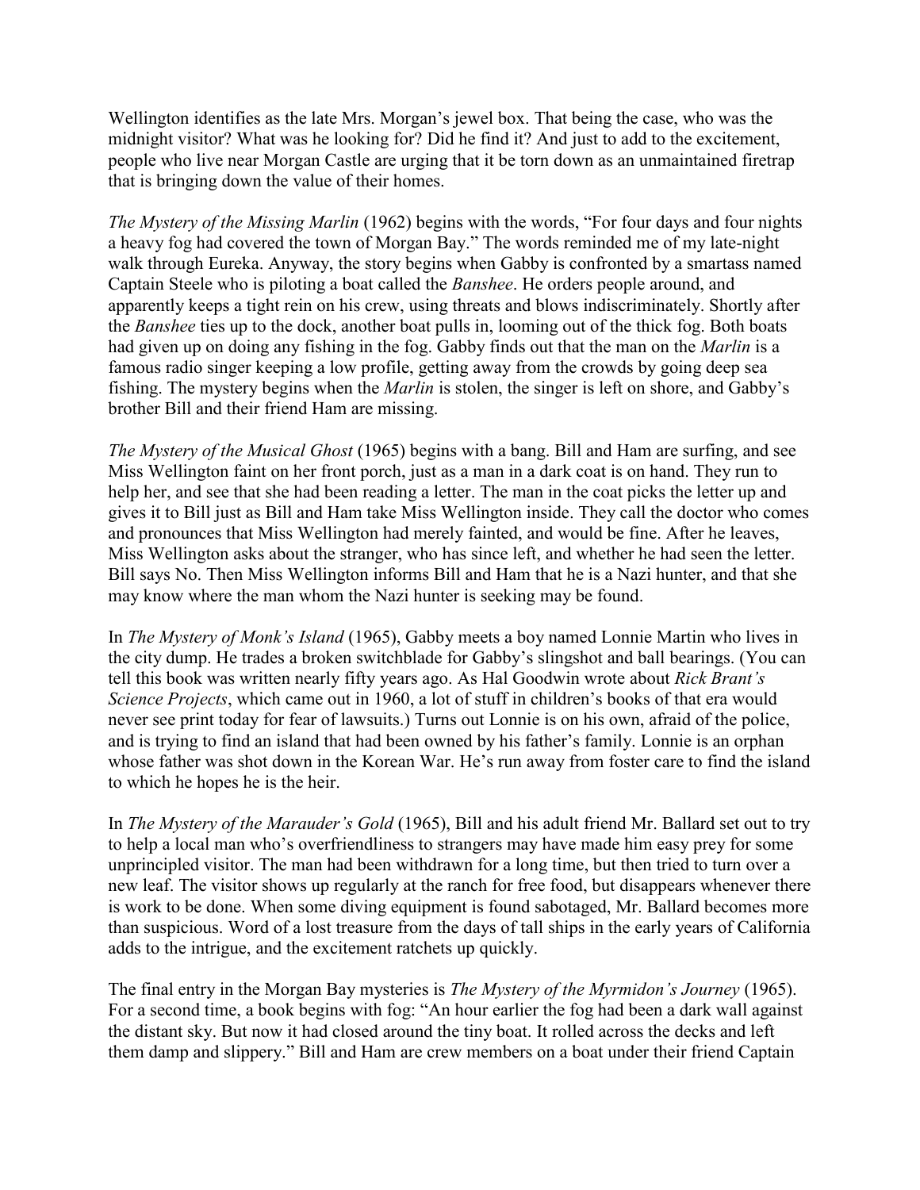Wellington identifies as the late Mrs. Morgan's jewel box. That being the case, who was the midnight visitor? What was he looking for? Did he find it? And just to add to the excitement, people who live near Morgan Castle are urging that it be torn down as an unmaintained firetrap that is bringing down the value of their homes.

*The Mystery of the Missing Marlin* (1962) begins with the words, "For four days and four nights a heavy fog had covered the town of Morgan Bay." The words reminded me of my late-night walk through Eureka. Anyway, the story begins when Gabby is confronted by a smartass named Captain Steele who is piloting a boat called the *Banshee*. He orders people around, and apparently keeps a tight rein on his crew, using threats and blows indiscriminately. Shortly after the *Banshee* ties up to the dock, another boat pulls in, looming out of the thick fog. Both boats had given up on doing any fishing in the fog. Gabby finds out that the man on the *Marlin* is a famous radio singer keeping a low profile, getting away from the crowds by going deep sea fishing. The mystery begins when the *Marlin* is stolen, the singer is left on shore, and Gabby's brother Bill and their friend Ham are missing.

*The Mystery of the Musical Ghost* (1965) begins with a bang. Bill and Ham are surfing, and see Miss Wellington faint on her front porch, just as a man in a dark coat is on hand. They run to help her, and see that she had been reading a letter. The man in the coat picks the letter up and gives it to Bill just as Bill and Ham take Miss Wellington inside. They call the doctor who comes and pronounces that Miss Wellington had merely fainted, and would be fine. After he leaves, Miss Wellington asks about the stranger, who has since left, and whether he had seen the letter. Bill says No. Then Miss Wellington informs Bill and Ham that he is a Nazi hunter, and that she may know where the man whom the Nazi hunter is seeking may be found.

In *The Mystery of Monk's Island* (1965), Gabby meets a boy named Lonnie Martin who lives in the city dump. He trades a broken switchblade for Gabby's slingshot and ball bearings. (You can tell this book was written nearly fifty years ago. As Hal Goodwin wrote about *Rick Brant's Science Projects*, which came out in 1960, a lot of stuff in children's books of that era would never see print today for fear of lawsuits.) Turns out Lonnie is on his own, afraid of the police, and is trying to find an island that had been owned by his father's family. Lonnie is an orphan whose father was shot down in the Korean War. He's run away from foster care to find the island to which he hopes he is the heir.

In *The Mystery of the Marauder's Gold* (1965), Bill and his adult friend Mr. Ballard set out to try to help a local man who's overfriendliness to strangers may have made him easy prey for some unprincipled visitor. The man had been withdrawn for a long time, but then tried to turn over a new leaf. The visitor shows up regularly at the ranch for free food, but disappears whenever there is work to be done. When some diving equipment is found sabotaged, Mr. Ballard becomes more than suspicious. Word of a lost treasure from the days of tall ships in the early years of California adds to the intrigue, and the excitement ratchets up quickly.

The final entry in the Morgan Bay mysteries is *The Mystery of the Myrmidon's Journey* (1965). For a second time, a book begins with fog: "An hour earlier the fog had been a dark wall against the distant sky. But now it had closed around the tiny boat. It rolled across the decks and left them damp and slippery." Bill and Ham are crew members on a boat under their friend Captain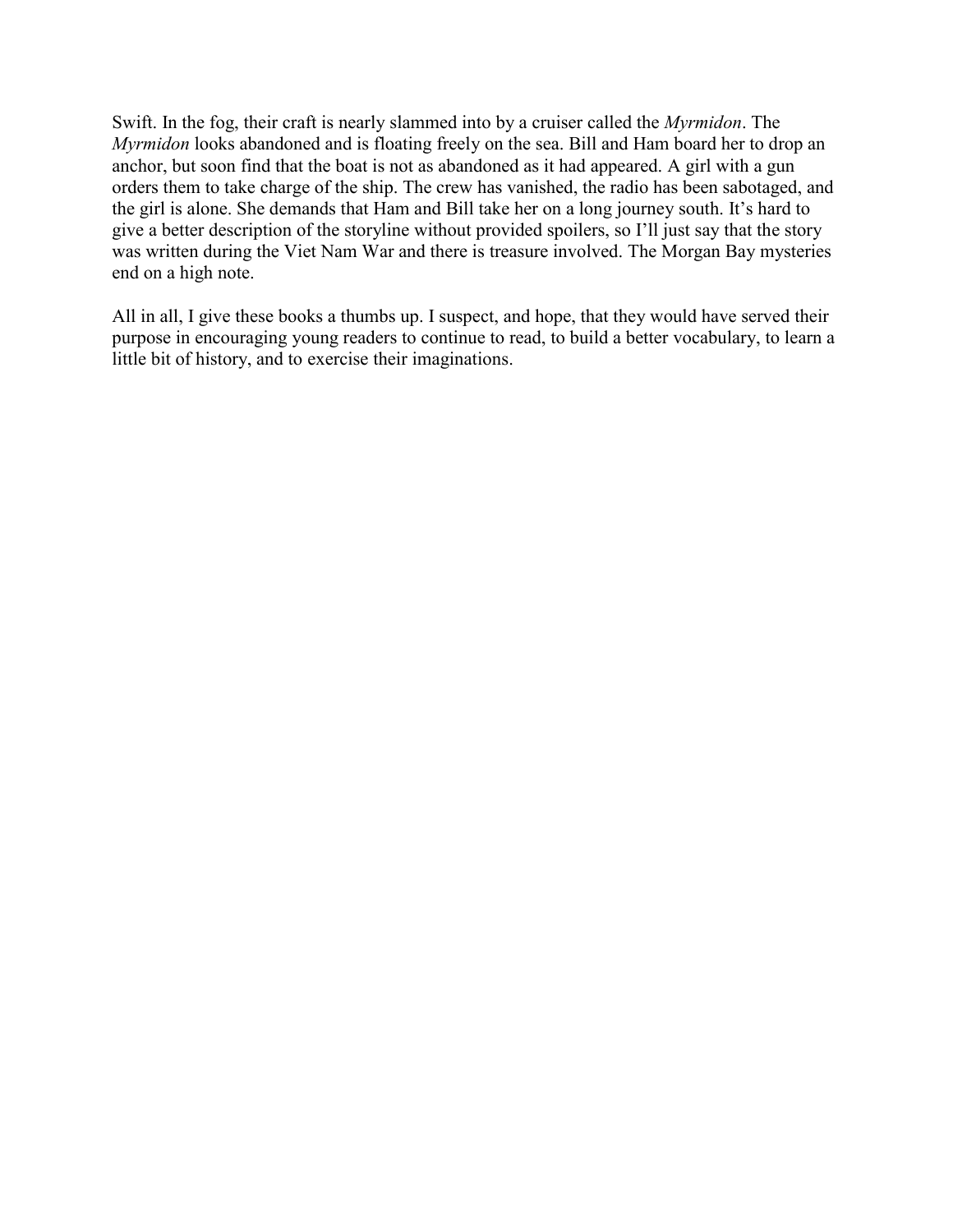Swift. In the fog, their craft is nearly slammed into by a cruiser called the *Myrmidon*. The *Myrmidon* looks abandoned and is floating freely on the sea. Bill and Ham board her to drop an anchor, but soon find that the boat is not as abandoned as it had appeared. A girl with a gun orders them to take charge of the ship. The crew has vanished, the radio has been sabotaged, and the girl is alone. She demands that Ham and Bill take her on a long journey south. It's hard to give a better description of the storyline without provided spoilers, so I'll just say that the story was written during the Viet Nam War and there is treasure involved. The Morgan Bay mysteries end on a high note.

All in all, I give these books a thumbs up. I suspect, and hope, that they would have served their purpose in encouraging young readers to continue to read, to build a better vocabulary, to learn a little bit of history, and to exercise their imaginations.